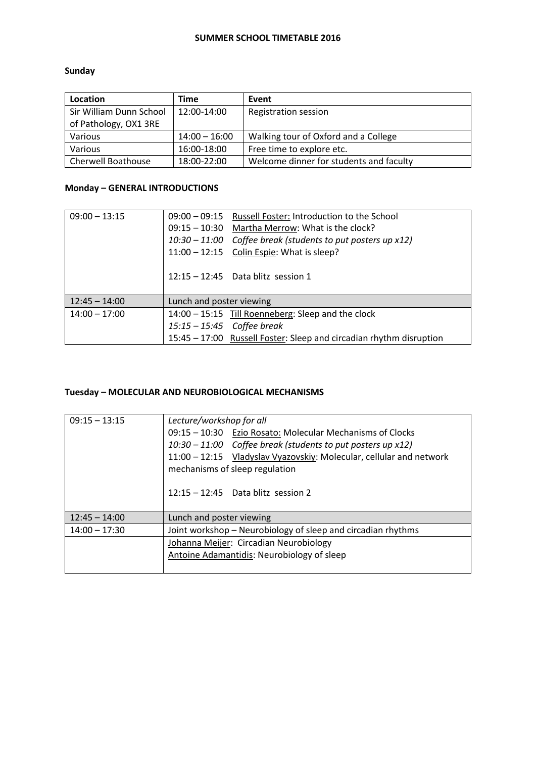# SUMMER SCHOOL TIMETABLE 2016

## Sunday

| Location | Time | Event |
| --- | --- | --- |
| Sir William Dunn School of Pathology, OX1 3RE | 12:00-14:00 | Registration session |
| Various | 14:00 – 16:00 | Walking tour of Oxford and a College |
| Various | 16:00-18:00 | Free time to explore etc. |
| Cherwell Boathouse | 18:00-22:00 | Welcome dinner for students and faculty |

## Monday – GENERAL INTRODUCTIONS

| | |
| --- | --- |
| 09:00 – 13:15 | 09:00 – 09:15 Russell Foster: Introduction to the School<br>09:15 – 10:30 Martha Merrow: What is the clock?<br>*10:30 – 11:00 Coffee break (students to put posters up x12)*<br>11:00 – 12:15 Colin Espie: What is sleep?<br><br>12:15 – 12:45 Data blitz session 1 |
| 12:45 – 14:00 | Lunch and poster viewing |
| 14:00 – 17:00 | 14:00 – 15:15 Till Roenneberg: Sleep and the clock<br>*15:15 – 15:45 Coffee break*<br>15:45 – 17:00 Russell Foster: Sleep and circadian rhythm disruption |

## Tuesday – MOLECULAR AND NEUROBIOLOGICAL MECHANISMS

| | |
| --- | --- |
| 09:15 – 13:15 | *Lecture/workshop for all*<br>09:15 – 10:30 Ezio Rosato: Molecular Mechanisms of Clocks<br>*10:30 – 11:00 Coffee break (students to put posters up x12)*<br>11:00 – 12:15 Vladyslav Vyazovskiy: Molecular, cellular and network mechanisms of sleep regulation<br><br>12:15 – 12:45 Data blitz session 2 |
| 12:45 – 14:00 | Lunch and poster viewing |
| 14:00 – 17:30 | Joint workshop – Neurobiology of sleep and circadian rhythms |
| | Johanna Meijer: Circadian Neurobiology<br>Antoine Adamantidis: Neurobiology of sleep |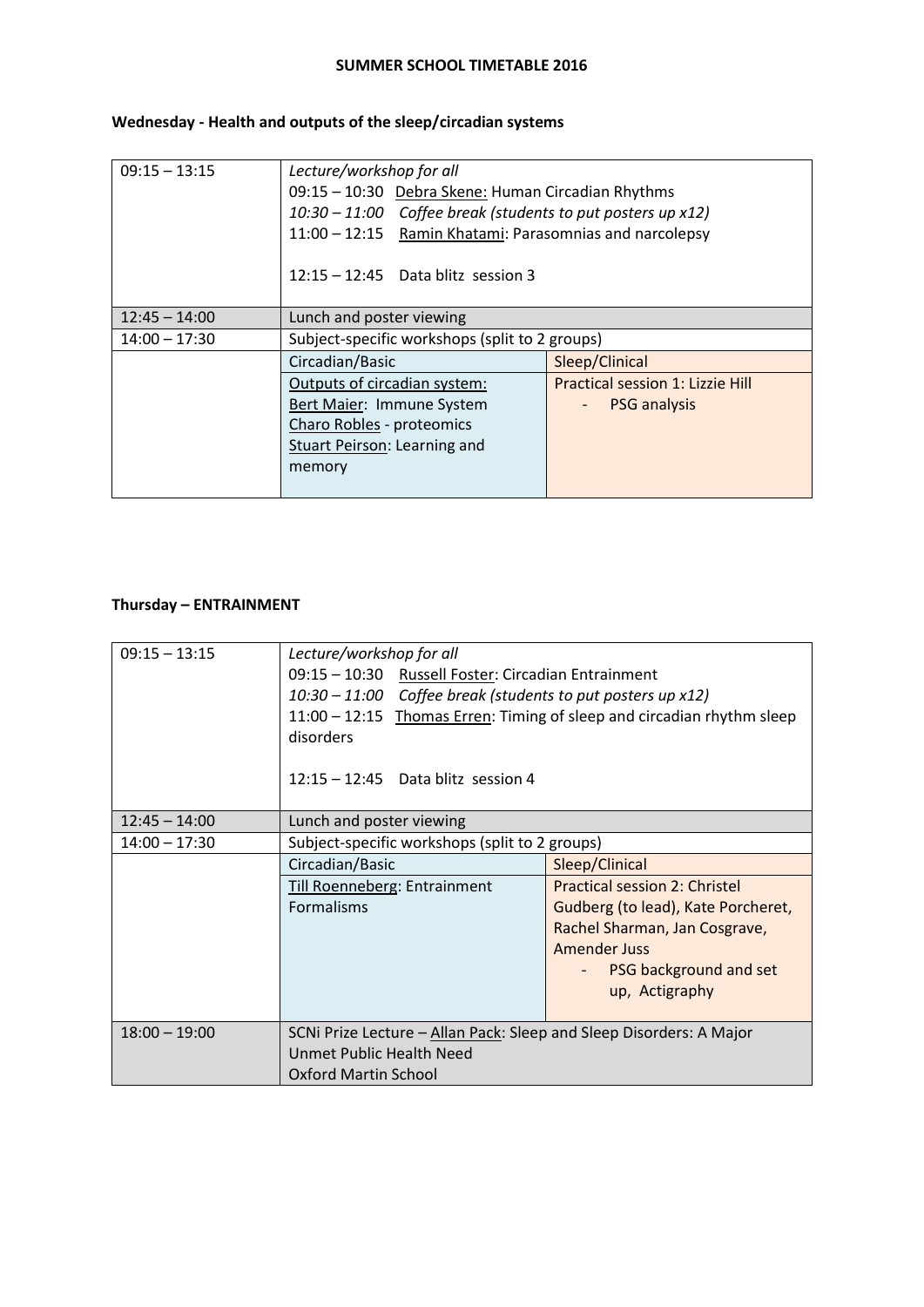**SUMMER SCHOOL TIMETABLE 2016**

**Wednesday - Health and outputs of the sleep/circadian systems**

| | | |
|---|---|---|
| 09:15 – 13:15 | *Lecture/workshop for all*<br>09:15 – 10:30 Debra Skene: Human Circadian Rhythms<br>*10:30 – 11:00 Coffee break (students to put posters up x12)*<br>11:00 – 12:15 Ramin Khatami: Parasomnias and narcolepsy<br><br>12:15 – 12:45 Data blitz session 3 | |
| 12:45 – 14:00 | Lunch and poster viewing | |
| 14:00 – 17:30 | Subject-specific workshops (split to 2 groups) | |
| | Circadian/Basic | Sleep/Clinical |
| | Outputs of circadian system:<br>Bert Maier: Immune System<br>Charo Robles - proteomics<br>Stuart Peirson: Learning and memory | Practical session 1: Lizzie Hill<br>- PSG analysis |

**Thursday – ENTRAINMENT**

| | | |
|---|---|---|
| 09:15 – 13:15 | *Lecture/workshop for all*<br>09:15 – 10:30 Russell Foster: Circadian Entrainment<br>*10:30 – 11:00 Coffee break (students to put posters up x12)*<br>11:00 – 12:15 Thomas Erren: Timing of sleep and circadian rhythm sleep disorders<br><br>12:15 – 12:45 Data blitz session 4 | |
| 12:45 – 14:00 | Lunch and poster viewing | |
| 14:00 – 17:30 | Subject-specific workshops (split to 2 groups) | |
| | Circadian/Basic | Sleep/Clinical |
| | Till Roenneberg: Entrainment Formalisms | Practical session 2: Christel Gudberg (to lead), Kate Porcheret, Rachel Sharman, Jan Cosgrave, Amender Juss<br>- PSG background and set up, Actigraphy |
| 18:00 – 19:00 | SCNi Prize Lecture – Allan Pack: Sleep and Sleep Disorders: A Major Unmet Public Health Need<br>Oxford Martin School | |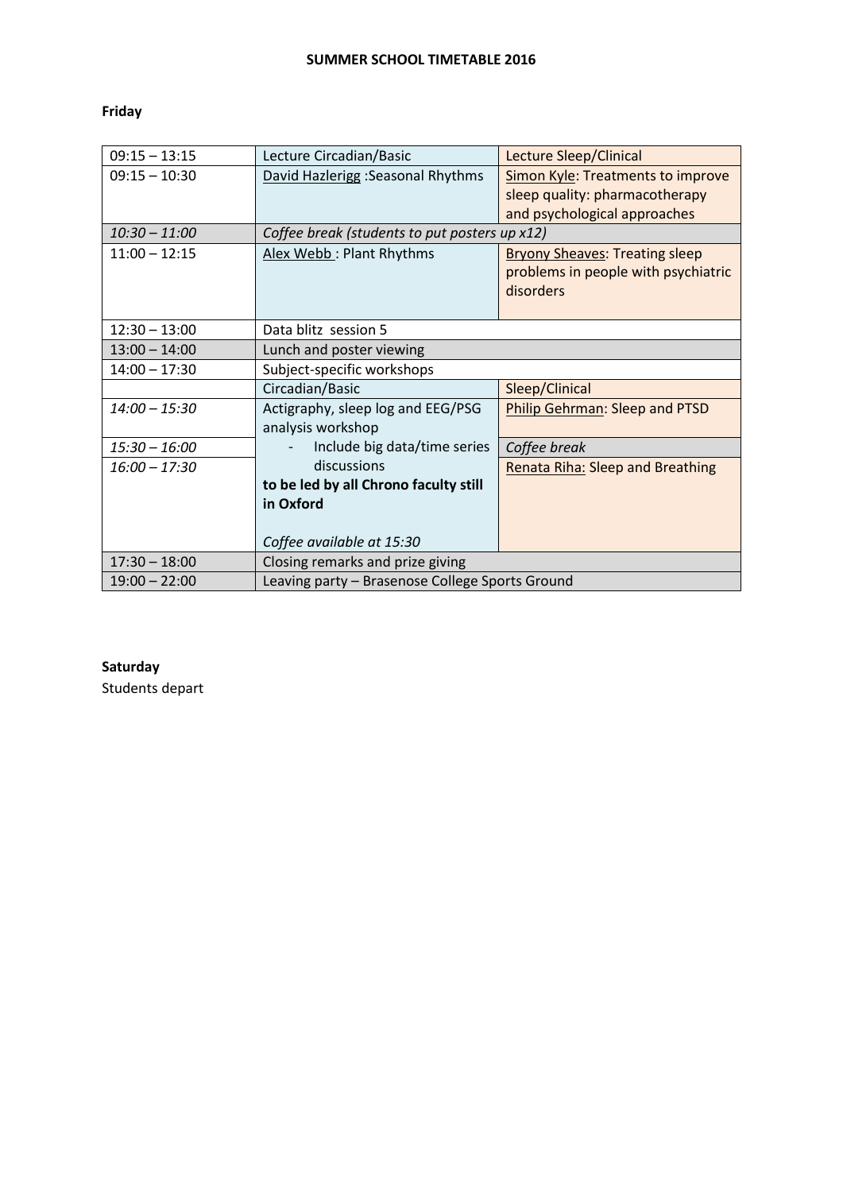**SUMMER SCHOOL TIMETABLE 2016**

**Friday**

| | | |
|---|---|---|
| 09:15 – 13:15 | Lecture Circadian/Basic | Lecture Sleep/Clinical |
| 09:15 – 10:30 | David Hazlerigg :Seasonal Rhythms | Simon Kyle: Treatments to improve sleep quality: pharmacotherapy and psychological approaches |
| *10:30 – 11:00* | *Coffee break (students to put posters up x12)* | |
| 11:00 – 12:15 | Alex Webb : Plant Rhythms | Bryony Sheaves: Treating sleep problems in people with psychiatric disorders |
| 12:30 – 13:00 | Data blitz session 5 | |
| 13:00 – 14:00 | Lunch and poster viewing | |
| 14:00 – 17:30 | Subject-specific workshops | |
| | Circadian/Basic | Sleep/Clinical |
| *14:00 – 15:30* | Actigraphy, sleep log and EEG/PSG analysis workshop | Philip Gehrman: Sleep and PTSD |
| *15:30 – 16:00* | - Include big data/time series discussions | *Coffee break* |
| *16:00 – 17:30* | **to be led by all Chrono faculty still in Oxford** *Coffee available at 15:30* | Renata Riha: Sleep and Breathing |
| 17:30 – 18:00 | Closing remarks and prize giving | |
| 19:00 – 22:00 | Leaving party – Brasenose College Sports Ground | |

**Saturday**

Students depart